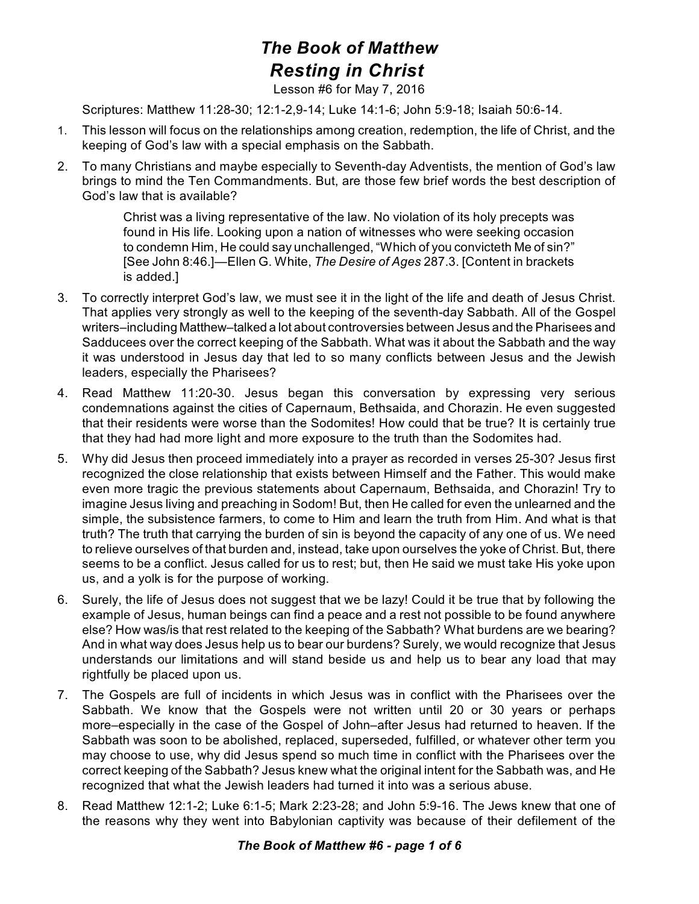# *The Book of Matthew*
## *Resting in Christ*

Lesson #6 for May 7, 2016

Scriptures: Matthew 11:28-30; 12:1-2,9-14; Luke 14:1-6; John 5:9-18; Isaiah 50:6-14.

1. This lesson will focus on the relationships among creation, redemption, the life of Christ, and the keeping of God's law with a special emphasis on the Sabbath.

2. To many Christians and maybe especially to Seventh-day Adventists, the mention of God's law brings to mind the Ten Commandments. But, are those few brief words the best description of God's law that is available?

   > Christ was a living representative of the law. No violation of its holy precepts was found in His life. Looking upon a nation of witnesses who were seeking occasion to condemn Him, He could say unchallenged, "Which of you convicteth Me of sin?" [See John 8:46.]—Ellen G. White, *The Desire of Ages* 287.3. [Content in brackets is added.]

3. To correctly interpret God's law, we must see it in the light of the life and death of Jesus Christ. That applies very strongly as well to the keeping of the seventh-day Sabbath. All of the Gospel writers–including Matthew–talked a lot about controversies between Jesus and the Pharisees and Sadducees over the correct keeping of the Sabbath. What was it about the Sabbath and the way it was understood in Jesus day that led to so many conflicts between Jesus and the Jewish leaders, especially the Pharisees?

4. Read Matthew 11:20-30. Jesus began this conversation by expressing very serious condemnations against the cities of Capernaum, Bethsaida, and Chorazin. He even suggested that their residents were worse than the Sodomites! How could that be true? It is certainly true that they had had more light and more exposure to the truth than the Sodomites had.

5. Why did Jesus then proceed immediately into a prayer as recorded in verses 25-30? Jesus first recognized the close relationship that exists between Himself and the Father. This would make even more tragic the previous statements about Capernaum, Bethsaida, and Chorazin! Try to imagine Jesus living and preaching in Sodom! But, then He called for even the unlearned and the simple, the subsistence farmers, to come to Him and learn the truth from Him. And what is that truth? The truth that carrying the burden of sin is beyond the capacity of any one of us. We need to relieve ourselves of that burden and, instead, take upon ourselves the yoke of Christ. But, there seems to be a conflict. Jesus called for us to rest; but, then He said we must take His yoke upon us, and a yolk is for the purpose of working.

6. Surely, the life of Jesus does not suggest that we be lazy! Could it be true that by following the example of Jesus, human beings can find a peace and a rest not possible to be found anywhere else? How was/is that rest related to the keeping of the Sabbath? What burdens are we bearing? And in what way does Jesus help us to bear our burdens? Surely, we would recognize that Jesus understands our limitations and will stand beside us and help us to bear any load that may rightfully be placed upon us.

7. The Gospels are full of incidents in which Jesus was in conflict with the Pharisees over the Sabbath. We know that the Gospels were not written until 20 or 30 years or perhaps more–especially in the case of the Gospel of John–after Jesus had returned to heaven. If the Sabbath was soon to be abolished, replaced, superseded, fulfilled, or whatever other term you may choose to use, why did Jesus spend so much time in conflict with the Pharisees over the correct keeping of the Sabbath? Jesus knew what the original intent for the Sabbath was, and He recognized that what the Jewish leaders had turned it into was a serious abuse.

8. Read Matthew 12:1-2; Luke 6:1-5; Mark 2:23-28; and John 5:9-16. The Jews knew that one of the reasons why they went into Babylonian captivity was because of their defilement of the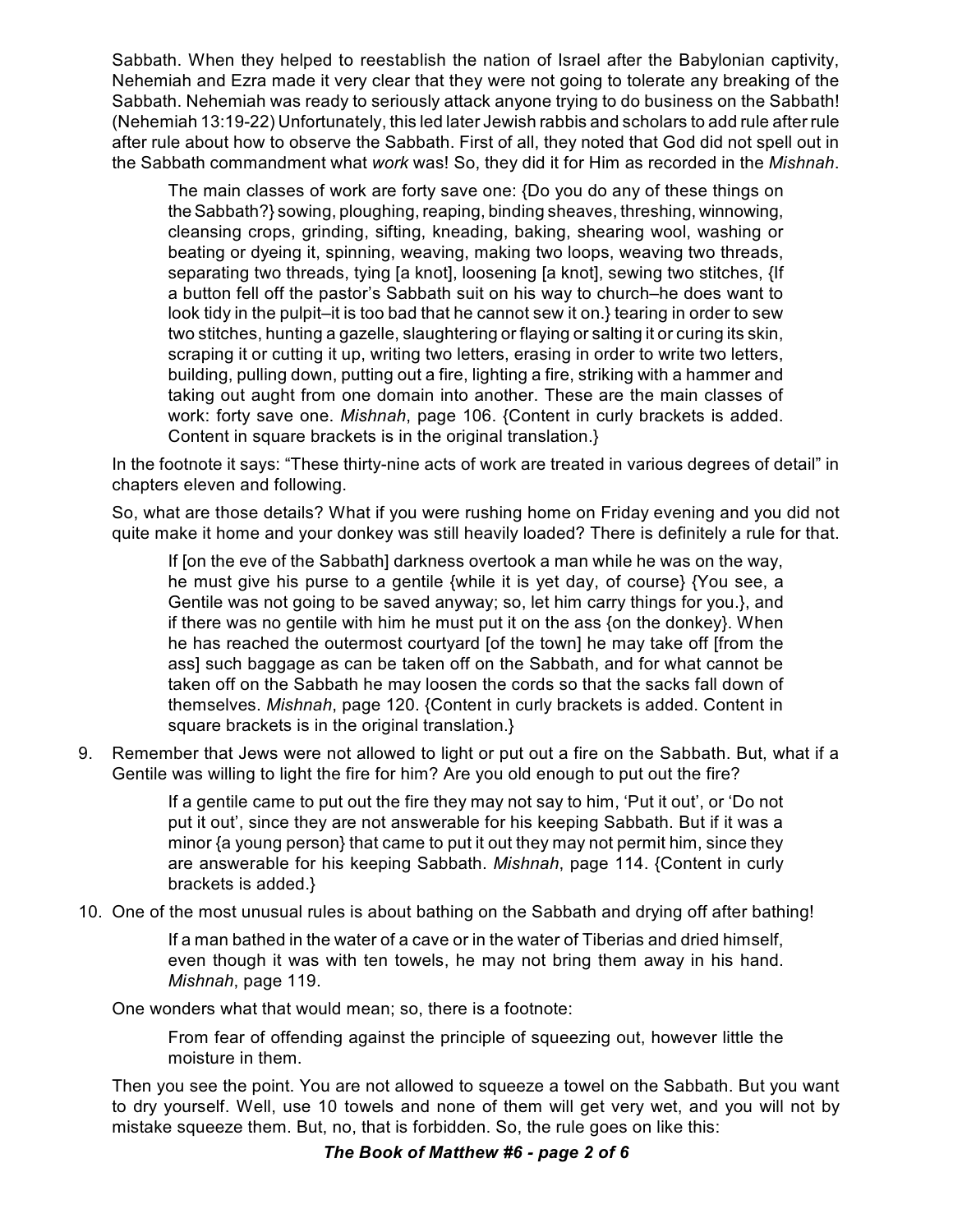Sabbath. When they helped to reestablish the nation of Israel after the Babylonian captivity, Nehemiah and Ezra made it very clear that they were not going to tolerate any breaking of the Sabbath. Nehemiah was ready to seriously attack anyone trying to do business on the Sabbath! (Nehemiah 13:19-22) Unfortunately, this led later Jewish rabbis and scholars to add rule after rule after rule about how to observe the Sabbath. First of all, they noted that God did not spell out in the Sabbath commandment what *work* was! So, they did it for Him as recorded in the *Mishnah*.

> The main classes of work are forty save one: {Do you do any of these things on the Sabbath?} sowing, ploughing, reaping, binding sheaves, threshing, winnowing, cleansing crops, grinding, sifting, kneading, baking, shearing wool, washing or beating or dyeing it, spinning, weaving, making two loops, weaving two threads, separating two threads, tying [a knot], loosening [a knot], sewing two stitches, {If a button fell off the pastor's Sabbath suit on his way to church–he does want to look tidy in the pulpit–it is too bad that he cannot sew it on.} tearing in order to sew two stitches, hunting a gazelle, slaughtering or flaying or salting it or curing its skin, scraping it or cutting it up, writing two letters, erasing in order to write two letters, building, pulling down, putting out a fire, lighting a fire, striking with a hammer and taking out aught from one domain into another. These are the main classes of work: forty save one. *Mishnah*, page 106. {Content in curly brackets is added. Content in square brackets is in the original translation.}

In the footnote it says: "These thirty-nine acts of work are treated in various degrees of detail" in chapters eleven and following.

So, what are those details? What if you were rushing home on Friday evening and you did not quite make it home and your donkey was still heavily loaded? There is definitely a rule for that.

> If [on the eve of the Sabbath] darkness overtook a man while he was on the way, he must give his purse to a gentile {while it is yet day, of course} {You see, a Gentile was not going to be saved anyway; so, let him carry things for you.}, and if there was no gentile with him he must put it on the ass {on the donkey}. When he has reached the outermost courtyard [of the town] he may take off [from the ass] such baggage as can be taken off on the Sabbath, and for what cannot be taken off on the Sabbath he may loosen the cords so that the sacks fall down of themselves. *Mishnah*, page 120. {Content in curly brackets is added. Content in square brackets is in the original translation.}

9. Remember that Jews were not allowed to light or put out a fire on the Sabbath. But, what if a Gentile was willing to light the fire for him? Are you old enough to put out the fire?

> If a gentile came to put out the fire they may not say to him, 'Put it out', or 'Do not put it out', since they are not answerable for his keeping Sabbath. But if it was a minor {a young person} that came to put it out they may not permit him, since they are answerable for his keeping Sabbath. *Mishnah*, page 114. {Content in curly brackets is added.}

10. One of the most unusual rules is about bathing on the Sabbath and drying off after bathing!

> If a man bathed in the water of a cave or in the water of Tiberias and dried himself, even though it was with ten towels, he may not bring them away in his hand. *Mishnah*, page 119.

One wonders what that would mean; so, there is a footnote:

> From fear of offending against the principle of squeezing out, however little the moisture in them.

Then you see the point. You are not allowed to squeeze a towel on the Sabbath. But you want to dry yourself. Well, use 10 towels and none of them will get very wet, and you will not by mistake squeeze them. But, no, that is forbidden. So, the rule goes on like this: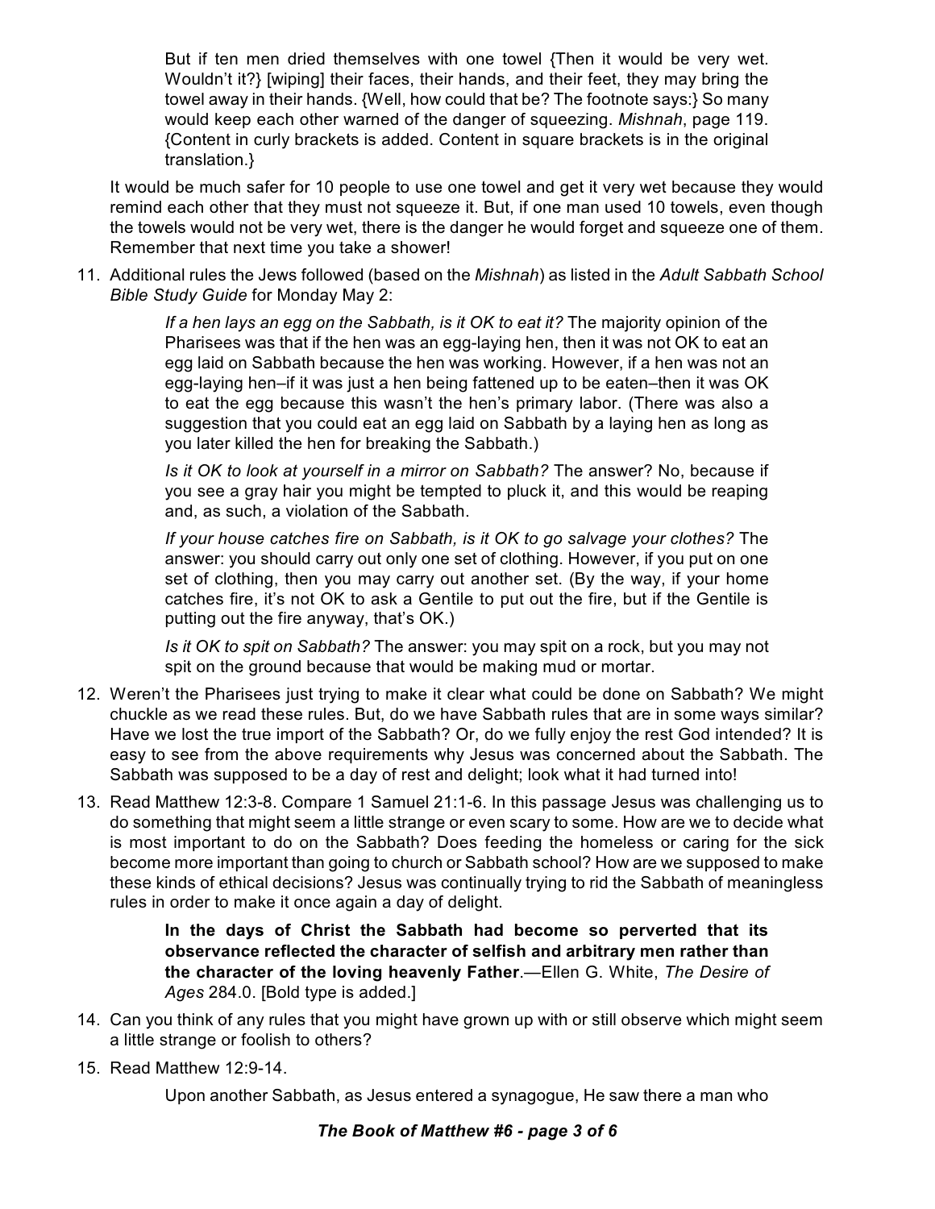> But if ten men dried themselves with one towel {Then it would be very wet. Wouldn't it?} [wiping] their faces, their hands, and their feet, they may bring the towel away in their hands. {Well, how could that be? The footnote says:} So many would keep each other warned of the danger of squeezing. *Mishnah*, page 119. {Content in curly brackets is added. Content in square brackets is in the original translation.}

It would be much safer for 10 people to use one towel and get it very wet because they would remind each other that they must not squeeze it. But, if one man used 10 towels, even though the towels would not be very wet, there is the danger he would forget and squeeze one of them. Remember that next time you take a shower!

11. Additional rules the Jews followed (based on the *Mishnah*) as listed in the *Adult Sabbath School Bible Study Guide* for Monday May 2:

> *If a hen lays an egg on the Sabbath, is it OK to eat it?* The majority opinion of the Pharisees was that if the hen was an egg-laying hen, then it was not OK to eat an egg laid on Sabbath because the hen was working. However, if a hen was not an egg-laying hen–if it was just a hen being fattened up to be eaten–then it was OK to eat the egg because this wasn't the hen's primary labor. (There was also a suggestion that you could eat an egg laid on Sabbath by a laying hen as long as you later killed the hen for breaking the Sabbath.)
>
> *Is it OK to look at yourself in a mirror on Sabbath?* The answer? No, because if you see a gray hair you might be tempted to pluck it, and this would be reaping and, as such, a violation of the Sabbath.
>
> *If your house catches fire on Sabbath, is it OK to go salvage your clothes?* The answer: you should carry out only one set of clothing. However, if you put on one set of clothing, then you may carry out another set. (By the way, if your home catches fire, it's not OK to ask a Gentile to put out the fire, but if the Gentile is putting out the fire anyway, that's OK.)
>
> *Is it OK to spit on Sabbath?* The answer: you may spit on a rock, but you may not spit on the ground because that would be making mud or mortar.

12. Weren't the Pharisees just trying to make it clear what could be done on Sabbath? We might chuckle as we read these rules. But, do we have Sabbath rules that are in some ways similar? Have we lost the true import of the Sabbath? Or, do we fully enjoy the rest God intended? It is easy to see from the above requirements why Jesus was concerned about the Sabbath. The Sabbath was supposed to be a day of rest and delight; look what it had turned into!

13. Read Matthew 12:3-8. Compare 1 Samuel 21:1-6. In this passage Jesus was challenging us to do something that might seem a little strange or even scary to some. How are we to decide what is most important to do on the Sabbath? Does feeding the homeless or caring for the sick become more important than going to church or Sabbath school? How are we supposed to make these kinds of ethical decisions? Jesus was continually trying to rid the Sabbath of meaningless rules in order to make it once again a day of delight.

> **In the days of Christ the Sabbath had become so perverted that its observance reflected the character of selfish and arbitrary men rather than the character of the loving heavenly Father**.—Ellen G. White, *The Desire of Ages* 284.0. [Bold type is added.]

14. Can you think of any rules that you might have grown up with or still observe which might seem a little strange or foolish to others?

15. Read Matthew 12:9-14.

> Upon another Sabbath, as Jesus entered a synagogue, He saw there a man who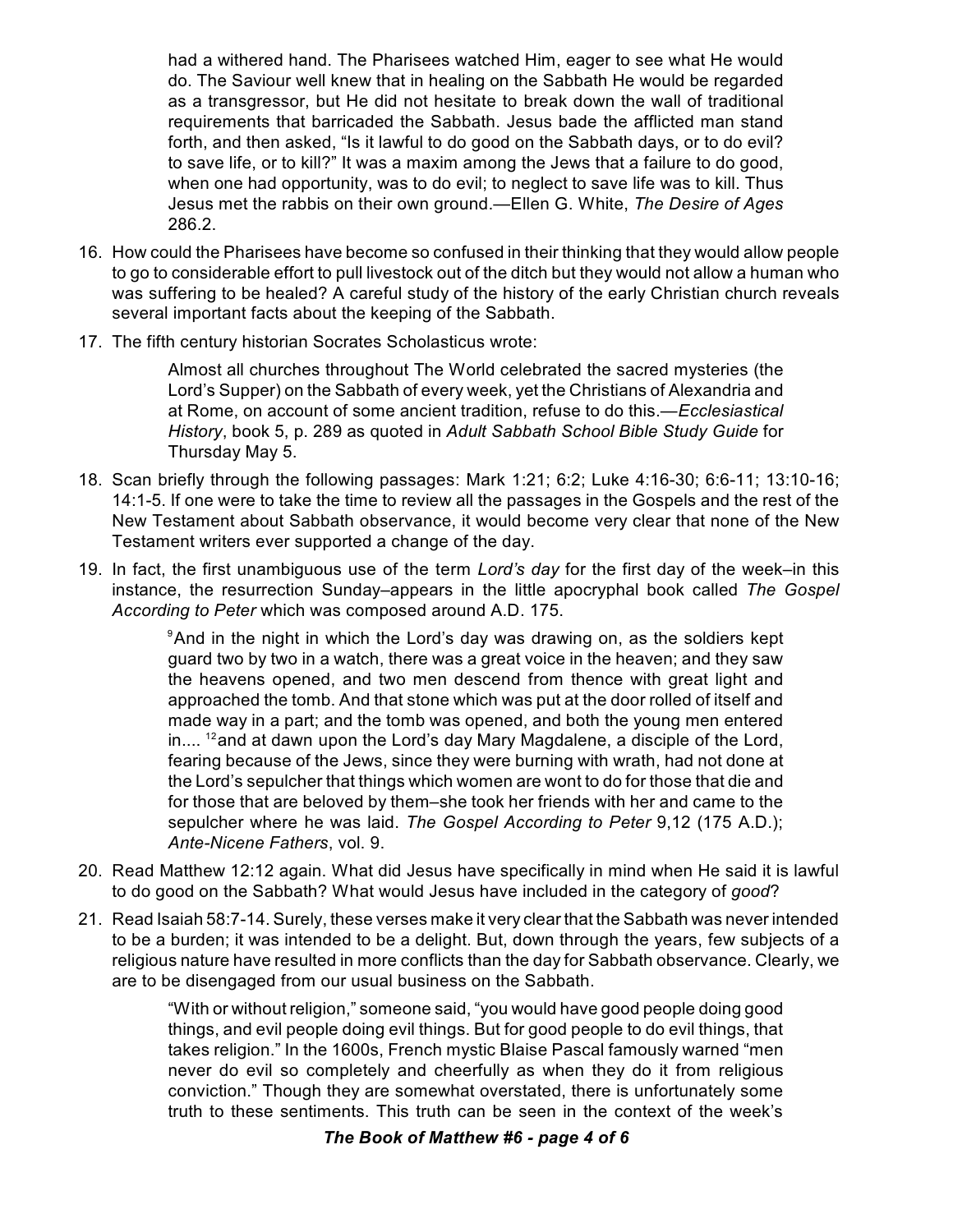> had a withered hand. The Pharisees watched Him, eager to see what He would do. The Saviour well knew that in healing on the Sabbath He would be regarded as a transgressor, but He did not hesitate to break down the wall of traditional requirements that barricaded the Sabbath. Jesus bade the afflicted man stand forth, and then asked, "Is it lawful to do good on the Sabbath days, or to do evil? to save life, or to kill?" It was a maxim among the Jews that a failure to do good, when one had opportunity, was to do evil; to neglect to save life was to kill. Thus Jesus met the rabbis on their own ground.—Ellen G. White, *The Desire of Ages* 286.2.

16. How could the Pharisees have become so confused in their thinking that they would allow people to go to considerable effort to pull livestock out of the ditch but they would not allow a human who was suffering to be healed? A careful study of the history of the early Christian church reveals several important facts about the keeping of the Sabbath.

17. The fifth century historian Socrates Scholasticus wrote:

> Almost all churches throughout The World celebrated the sacred mysteries (the Lord's Supper) on the Sabbath of every week, yet the Christians of Alexandria and at Rome, on account of some ancient tradition, refuse to do this.—*Ecclesiastical History*, book 5, p. 289 as quoted in *Adult Sabbath School Bible Study Guide* for Thursday May 5.

18. Scan briefly through the following passages: Mark 1:21; 6:2; Luke 4:16-30; 6:6-11; 13:10-16; 14:1-5. If one were to take the time to review all the passages in the Gospels and the rest of the New Testament about Sabbath observance, it would become very clear that none of the New Testament writers ever supported a change of the day.

19. In fact, the first unambiguous use of the term *Lord's day* for the first day of the week–in this instance, the resurrection Sunday–appears in the little apocryphal book called *The Gospel According to Peter* which was composed around A.D. 175.

> [9]And in the night in which the Lord's day was drawing on, as the soldiers kept guard two by two in a watch, there was a great voice in the heaven; and they saw the heavens opened, and two men descend from thence with great light and approached the tomb. And that stone which was put at the door rolled of itself and made way in a part; and the tomb was opened, and both the young men entered in.... [12]and at dawn upon the Lord's day Mary Magdalene, a disciple of the Lord, fearing because of the Jews, since they were burning with wrath, had not done at the Lord's sepulcher that things which women are wont to do for those that die and for those that are beloved by them–she took her friends with her and came to the sepulcher where he was laid. *The Gospel According to Peter* 9,12 (175 A.D.); *Ante-Nicene Fathers*, vol. 9.

20. Read Matthew 12:12 again. What did Jesus have specifically in mind when He said it is lawful to do good on the Sabbath? What would Jesus have included in the category of *good*?

21. Read Isaiah 58:7-14. Surely, these verses make it very clear that the Sabbath was never intended to be a burden; it was intended to be a delight. But, down through the years, few subjects of a religious nature have resulted in more conflicts than the day for Sabbath observance. Clearly, we are to be disengaged from our usual business on the Sabbath.

> "With or without religion," someone said, "you would have good people doing good things, and evil people doing evil things. But for good people to do evil things, that takes religion." In the 1600s, French mystic Blaise Pascal famously warned "men never do evil so completely and cheerfully as when they do it from religious conviction." Though they are somewhat overstated, there is unfortunately some truth to these sentiments. This truth can be seen in the context of the week's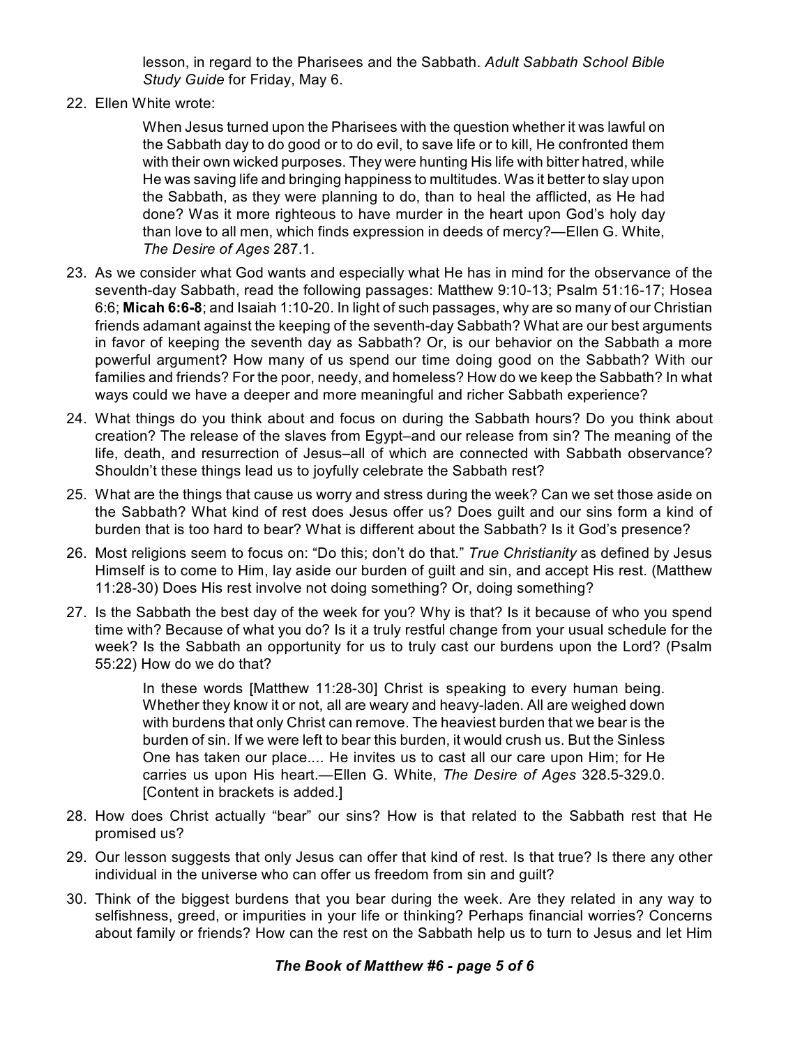lesson, in regard to the Pharisees and the Sabbath. *Adult Sabbath School Bible Study Guide* for Friday, May 6.

22. Ellen White wrote:

    > When Jesus turned upon the Pharisees with the question whether it was lawful on the Sabbath day to do good or to do evil, to save life or to kill, He confronted them with their own wicked purposes. They were hunting His life with bitter hatred, while He was saving life and bringing happiness to multitudes. Was it better to slay upon the Sabbath, as they were planning to do, than to heal the afflicted, as He had done? Was it more righteous to have murder in the heart upon God's holy day than love to all men, which finds expression in deeds of mercy?—Ellen G. White, *The Desire of Ages* 287.1.

23. As we consider what God wants and especially what He has in mind for the observance of the seventh-day Sabbath, read the following passages: Matthew 9:10-13; Psalm 51:16-17; Hosea 6:6; **Micah 6:6-8**; and Isaiah 1:10-20. In light of such passages, why are so many of our Christian friends adamant against the keeping of the seventh-day Sabbath? What are our best arguments in favor of keeping the seventh day as Sabbath? Or, is our behavior on the Sabbath a more powerful argument? How many of us spend our time doing good on the Sabbath? With our families and friends? For the poor, needy, and homeless? How do we keep the Sabbath? In what ways could we have a deeper and more meaningful and richer Sabbath experience?

24. What things do you think about and focus on during the Sabbath hours? Do you think about creation? The release of the slaves from Egypt–and our release from sin? The meaning of the life, death, and resurrection of Jesus–all of which are connected with Sabbath observance? Shouldn't these things lead us to joyfully celebrate the Sabbath rest?

25. What are the things that cause us worry and stress during the week? Can we set those aside on the Sabbath? What kind of rest does Jesus offer us? Does guilt and our sins form a kind of burden that is too hard to bear? What is different about the Sabbath? Is it God's presence?

26. Most religions seem to focus on: "Do this; don't do that." *True Christianity* as defined by Jesus Himself is to come to Him, lay aside our burden of guilt and sin, and accept His rest. (Matthew 11:28-30) Does His rest involve not doing something? Or, doing something?

27. Is the Sabbath the best day of the week for you? Why is that? Is it because of who you spend time with? Because of what you do? Is it a truly restful change from your usual schedule for the week? Is the Sabbath an opportunity for us to truly cast our burdens upon the Lord? (Psalm 55:22) How do we do that?

    > In these words [Matthew 11:28-30] Christ is speaking to every human being. Whether they know it or not, all are weary and heavy-laden. All are weighed down with burdens that only Christ can remove. The heaviest burden that we bear is the burden of sin. If we were left to bear this burden, it would crush us. But the Sinless One has taken our place.... He invites us to cast all our care upon Him; for He carries us upon His heart.—Ellen G. White, *The Desire of Ages* 328.5-329.0. [Content in brackets is added.]

28. How does Christ actually "bear" our sins? How is that related to the Sabbath rest that He promised us?

29. Our lesson suggests that only Jesus can offer that kind of rest. Is that true? Is there any other individual in the universe who can offer us freedom from sin and guilt?

30. Think of the biggest burdens that you bear during the week. Are they related in any way to selfishness, greed, or impurities in your life or thinking? Perhaps financial worries? Concerns about family or friends? How can the rest on the Sabbath help us to turn to Jesus and let Him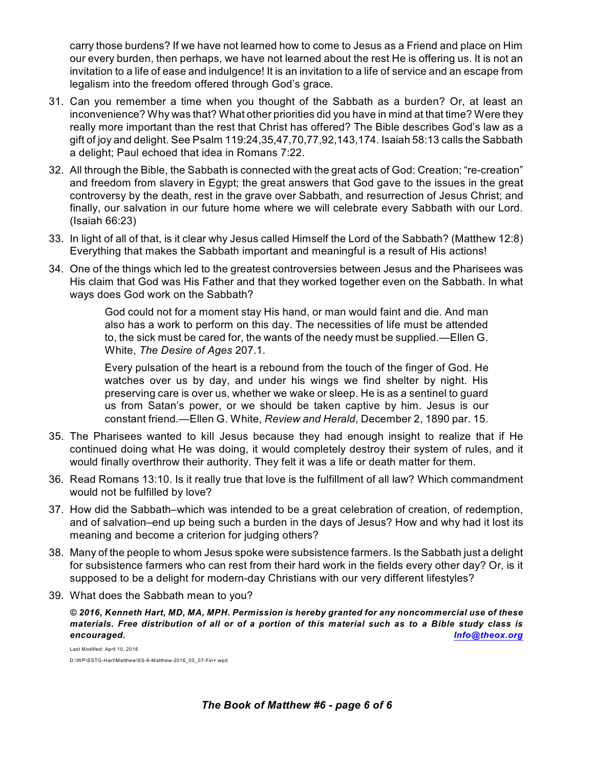carry those burdens? If we have not learned how to come to Jesus as a Friend and place on Him our every burden, then perhaps, we have not learned about the rest He is offering us. It is not an invitation to a life of ease and indulgence! It is an invitation to a life of service and an escape from legalism into the freedom offered through God's grace.

31. Can you remember a time when you thought of the Sabbath as a burden? Or, at least an inconvenience? Why was that? What other priorities did you have in mind at that time? Were they really more important than the rest that Christ has offered? The Bible describes God's law as a gift of joy and delight. See Psalm 119:24,35,47,70,77,92,143,174. Isaiah 58:13 calls the Sabbath a delight; Paul echoed that idea in Romans 7:22.

32. All through the Bible, the Sabbath is connected with the great acts of God: Creation; "re-creation" and freedom from slavery in Egypt; the great answers that God gave to the issues in the great controversy by the death, rest in the grave over Sabbath, and resurrection of Jesus Christ; and finally, our salvation in our future home where we will celebrate every Sabbath with our Lord. (Isaiah 66:23)

33. In light of all of that, is it clear why Jesus called Himself the Lord of the Sabbath? (Matthew 12:8) Everything that makes the Sabbath important and meaningful is a result of His actions!

34. One of the things which led to the greatest controversies between Jesus and the Pharisees was His claim that God was His Father and that they worked together even on the Sabbath. In what ways does God work on the Sabbath?

    > God could not for a moment stay His hand, or man would faint and die. And man also has a work to perform on this day. The necessities of life must be attended to, the sick must be cared for, the wants of the needy must be supplied.—Ellen G. White, *The Desire of Ages* 207.1.
    >
    > Every pulsation of the heart is a rebound from the touch of the finger of God. He watches over us by day, and under his wings we find shelter by night. His preserving care is over us, whether we wake or sleep. He is as a sentinel to guard us from Satan's power, or we should be taken captive by him. Jesus is our constant friend.—Ellen G. White, *Review and Herald*, December 2, 1890 par. 15.

35. The Pharisees wanted to kill Jesus because they had enough insight to realize that if He continued doing what He was doing, it would completely destroy their system of rules, and it would finally overthrow their authority. They felt it was a life or death matter for them.

36. Read Romans 13:10. Is it really true that love is the fulfillment of all law? Which commandment would not be fulfilled by love?

37. How did the Sabbath–which was intended to be a great celebration of creation, of redemption, and of salvation–end up being such a burden in the days of Jesus? How and why had it lost its meaning and become a criterion for judging others?

38. Many of the people to whom Jesus spoke were subsistence farmers. Is the Sabbath just a delight for subsistence farmers who can rest from their hard work in the fields every other day? Or, is it supposed to be a delight for modern-day Christians with our very different lifestyles?

39. What does the Sabbath mean to you?

***© 2016, Kenneth Hart, MD, MA, MPH. Permission is hereby granted for any noncommercial use of these materials. Free distribution of all or of a portion of this material such as to a Bible study class is encouraged.*** ***Info@theox.org***

Last Modified: April 10, 2016

D:\WP\SSTG-Hart\Matthew\SS-6-Matthew-2016_05_07-Fin+.wpd